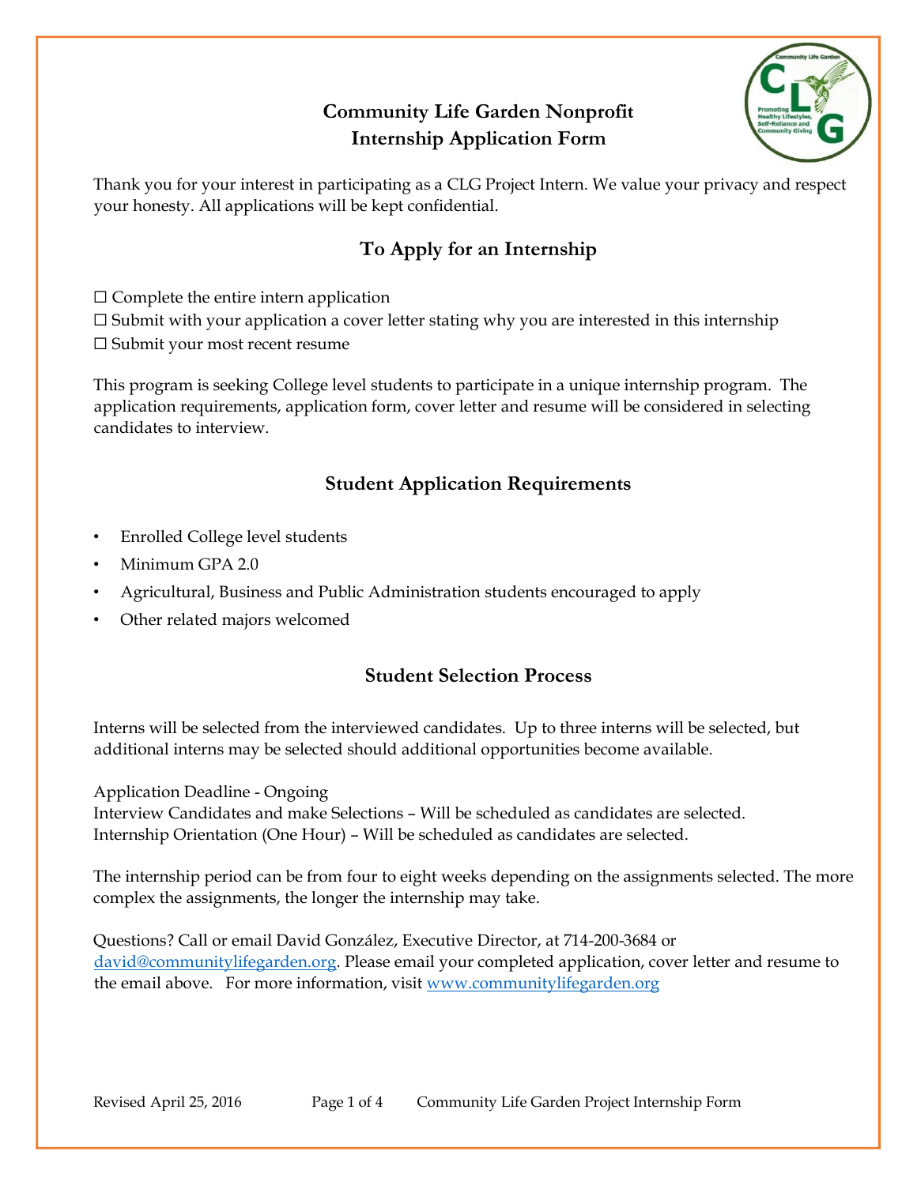# Community Life Garden Nonprofit
# Internship Application Form

Thank you for your interest in participating as a CLG Project Intern. We value your privacy and respect your honesty. All applications will be kept confidential.

## To Apply for an Internship

☐ Complete the entire intern application
☐ Submit with your application a cover letter stating why you are interested in this internship
☐ Submit your most recent resume

This program is seeking College level students to participate in a unique internship program. The application requirements, application form, cover letter and resume will be considered in selecting candidates to interview.

## Student Application Requirements

- Enrolled College level students
- Minimum GPA 2.0
- Agricultural, Business and Public Administration students encouraged to apply
- Other related majors welcomed

## Student Selection Process

Interns will be selected from the interviewed candidates. Up to three interns will be selected, but additional interns may be selected should additional opportunities become available.

Application Deadline - Ongoing
Interview Candidates and make Selections – Will be scheduled as candidates are selected.
Internship Orientation (One Hour) – Will be scheduled as candidates are selected.

The internship period can be from four to eight weeks depending on the assignments selected. The more complex the assignments, the longer the internship may take.

Questions? Call or email David González, Executive Director, at 714-200-3684 or david@communitylifegarden.org. Please email your completed application, cover letter and resume to the email above. For more information, visit www.communitylifegarden.org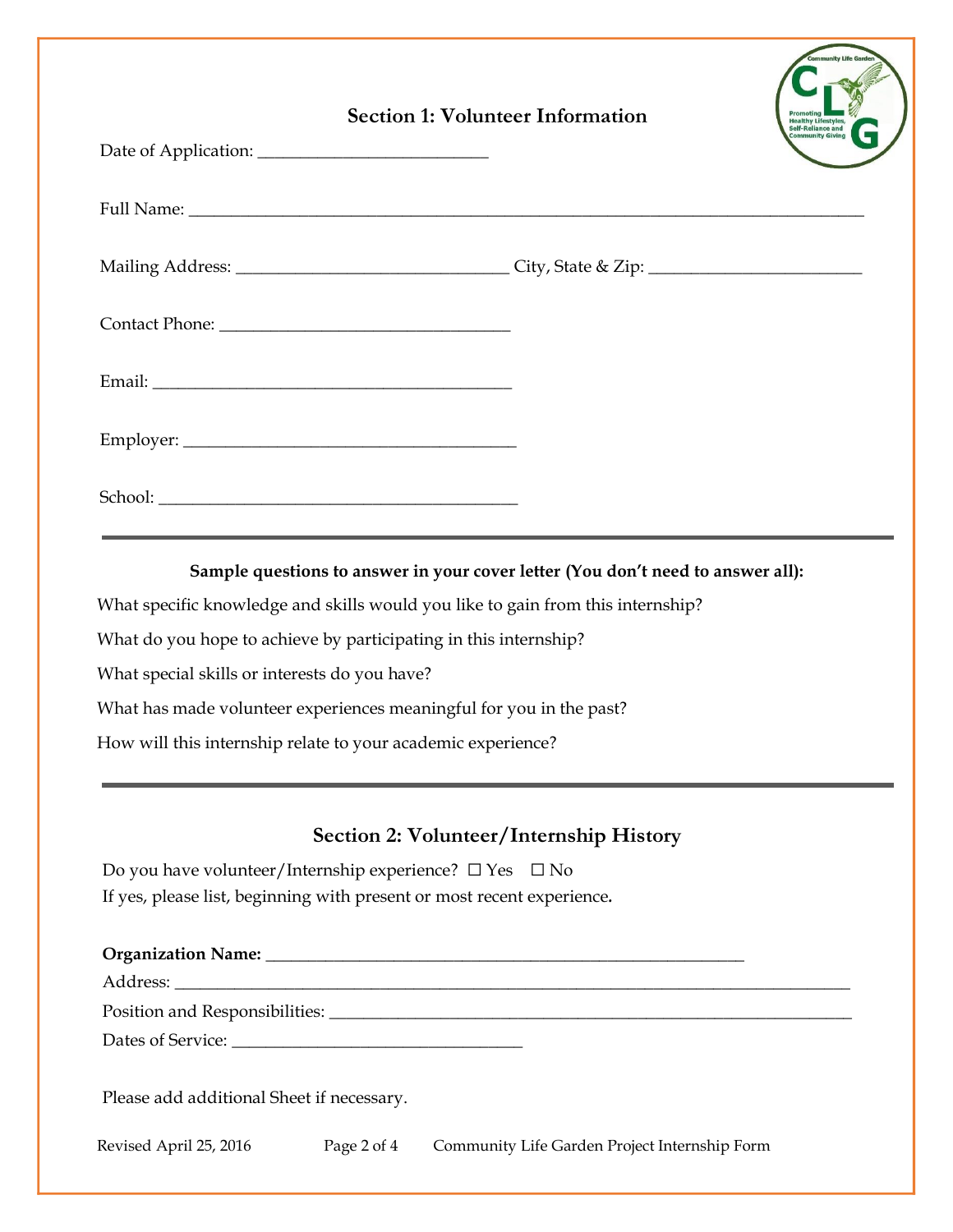## Section 1: Volunteer Information

Date of Application: ___________________________

Full Name: ________________________________________________________________________________

Mailing Address: ________________________________ City, State & Zip: _________________________

Contact Phone: __________________________________

Email: __________________________________________

Employer: _______________________________________

School: __________________________________________

---

**Sample questions to answer in your cover letter (You don't need to answer all):**

What specific knowledge and skills would you like to gain from this internship?

What do you hope to achieve by participating in this internship?

What special skills or interests do you have?

What has made volunteer experiences meaningful for you in the past?

How will this internship relate to your academic experience?

---

## Section 2: Volunteer/Internship History

Do you have volunteer/Internship experience? ☐ Yes ☐ No

If yes, please list, beginning with present or most recent experience.

**Organization Name:** ________________________________________________________

Address: ________________________________________________________________________________

Position and Responsibilities: _____________________________________________________________

Dates of Service: __________________________________

Please add additional Sheet if necessary.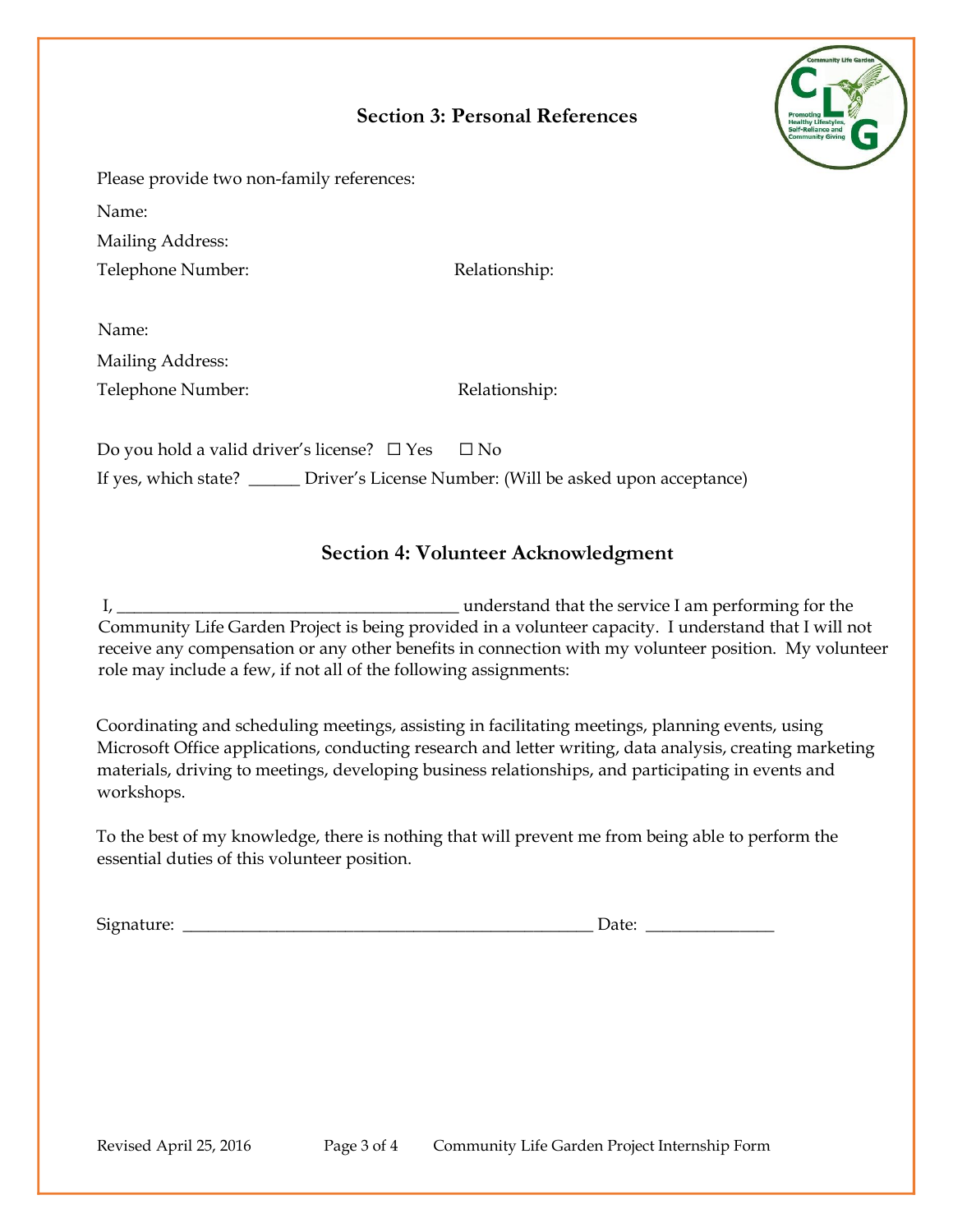## Section 3: Personal References

Please provide two non-family references:

Name:

Mailing Address:

Telephone Number: Relationship:

Name:

Mailing Address:

Telephone Number: Relationship:

Do you hold a valid driver's license? ☐ Yes ☐ No

If yes, which state? ______ Driver's License Number: (Will be asked upon acceptance)

## Section 4: Volunteer Acknowledgment

I, ______________________________________ understand that the service I am performing for the Community Life Garden Project is being provided in a volunteer capacity. I understand that I will not receive any compensation or any other benefits in connection with my volunteer position. My volunteer role may include a few, if not all of the following assignments:

Coordinating and scheduling meetings, assisting in facilitating meetings, planning events, using Microsoft Office applications, conducting research and letter writing, data analysis, creating marketing materials, driving to meetings, developing business relationships, and participating in events and workshops.

To the best of my knowledge, there is nothing that will prevent me from being able to perform the essential duties of this volunteer position.

Signature: ______________________________________________ Date: ______________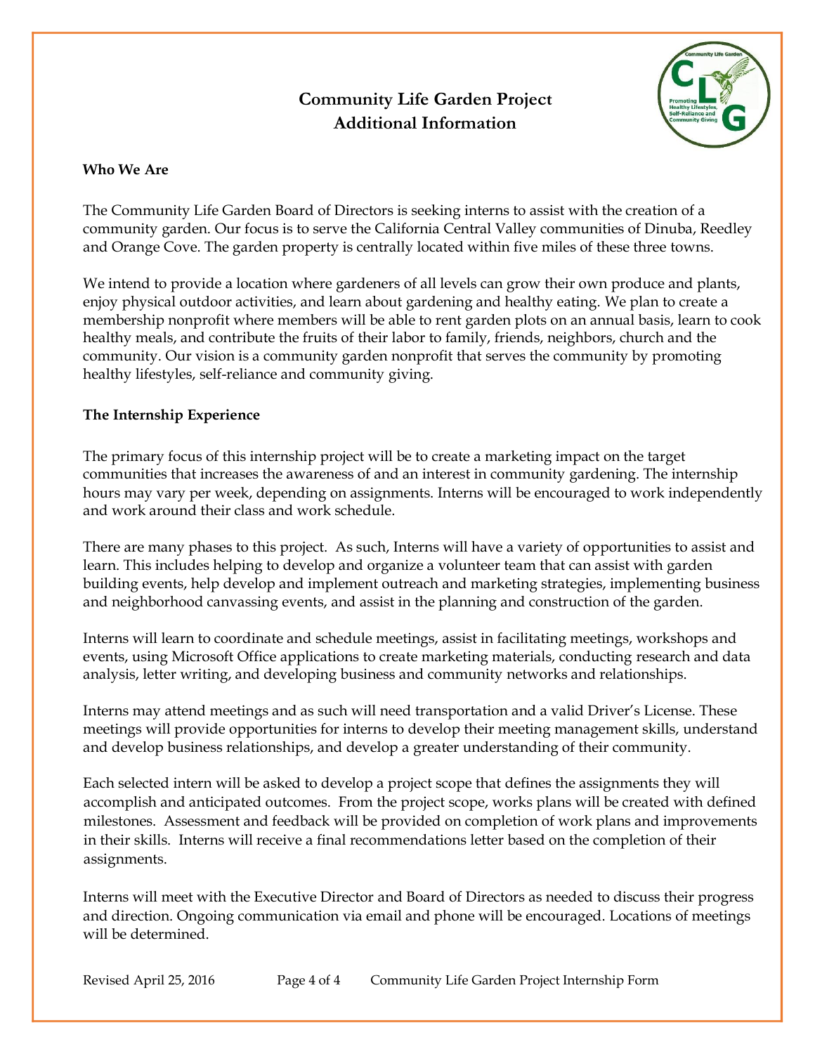# Community Life Garden Project
## Additional Information

**Who We Are**

The Community Life Garden Board of Directors is seeking interns to assist with the creation of a community garden. Our focus is to serve the California Central Valley communities of Dinuba, Reedley and Orange Cove. The garden property is centrally located within five miles of these three towns.

We intend to provide a location where gardeners of all levels can grow their own produce and plants, enjoy physical outdoor activities, and learn about gardening and healthy eating. We plan to create a membership nonprofit where members will be able to rent garden plots on an annual basis, learn to cook healthy meals, and contribute the fruits of their labor to family, friends, neighbors, church and the community. Our vision is a community garden nonprofit that serves the community by promoting healthy lifestyles, self-reliance and community giving.

**The Internship Experience**

The primary focus of this internship project will be to create a marketing impact on the target communities that increases the awareness of and an interest in community gardening. The internship hours may vary per week, depending on assignments. Interns will be encouraged to work independently and work around their class and work schedule.

There are many phases to this project. As such, Interns will have a variety of opportunities to assist and learn. This includes helping to develop and organize a volunteer team that can assist with garden building events, help develop and implement outreach and marketing strategies, implementing business and neighborhood canvassing events, and assist in the planning and construction of the garden.

Interns will learn to coordinate and schedule meetings, assist in facilitating meetings, workshops and events, using Microsoft Office applications to create marketing materials, conducting research and data analysis, letter writing, and developing business and community networks and relationships.

Interns may attend meetings and as such will need transportation and a valid Driver's License. These meetings will provide opportunities for interns to develop their meeting management skills, understand and develop business relationships, and develop a greater understanding of their community.

Each selected intern will be asked to develop a project scope that defines the assignments they will accomplish and anticipated outcomes. From the project scope, works plans will be created with defined milestones. Assessment and feedback will be provided on completion of work plans and improvements in their skills. Interns will receive a final recommendations letter based on the completion of their assignments.

Interns will meet with the Executive Director and Board of Directors as needed to discuss their progress and direction. Ongoing communication via email and phone will be encouraged. Locations of meetings will be determined.